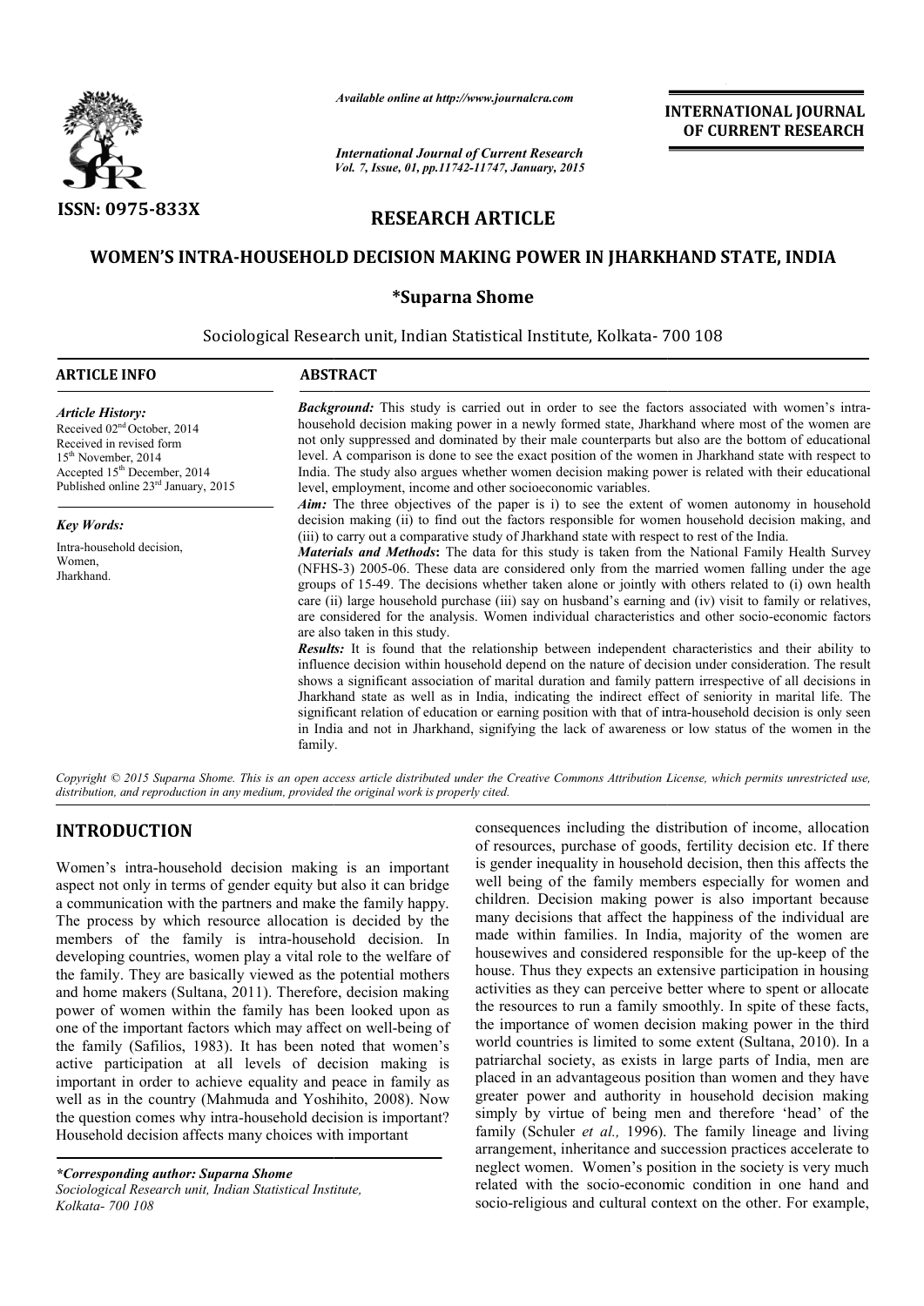ISSN: 0975-833X

*Available online at http://www.journalcra.com*

*International Journal of Current Research*
*Vol. 7, Issue, 01, pp.11742-11747, January, 2015*

**INTERNATIONAL JOURNAL OF CURRENT RESEARCH**

## RESEARCH ARTICLE

# WOMEN'S INTRA-HOUSEHOLD DECISION MAKING POWER IN JHARKHAND STATE, INDIA

**\*Suparna Shome**

Sociological Research unit, Indian Statistical Institute, Kolkata- 700 108

**ARTICLE INFO**

*Article History:*
Received 02nd October, 2014
Received in revised form 15th November, 2014
Accepted 15th December, 2014
Published online 23rd January, 2015

*Key Words:*
Intra-household decision,
Women,
Jharkhand.

**ABSTRACT**

***Background:*** This study is carried out in order to see the factors associated with women's intra-household decision making power in a newly formed state, Jharkhand where most of the women are not only suppressed and dominated by their male counterparts but also are the bottom of educational level. A comparison is done to see the exact position of the women in Jharkhand state with respect to India. The study also argues whether women decision making power is related with their educational level, employment, income and other socioeconomic variables.

***Aim:*** The three objectives of the paper is i) to see the extent of women autonomy in household decision making (ii) to find out the factors responsible for women household decision making, and (iii) to carry out a comparative study of Jharkhand state with respect to rest of the India.

***Materials and Methods*:** The data for this study is taken from the National Family Health Survey (NFHS-3) 2005-06. These data are considered only from the married women falling under the age groups of 15-49. The decisions whether taken alone or jointly with others related to (i) own health care (ii) large household purchase (iii) say on husband's earning and (iv) visit to family or relatives, are considered for the analysis. Women individual characteristics and other socio-economic factors are also taken in this study.

***Results:*** It is found that the relationship between independent characteristics and their ability to influence decision within household depend on the nature of decision under consideration. The result shows a significant association of marital duration and family pattern irrespective of all decisions in Jharkhand state as well as in India, indicating the indirect effect of seniority in marital life. The significant relation of education or earning position with that of intra-household decision is only seen in India and not in Jharkhand, signifying the lack of awareness or low status of the women in the family.

*Copyright © 2015 Suparna Shome. This is an open access article distributed under the Creative Commons Attribution License, which permits unrestricted use, distribution, and reproduction in any medium, provided the original work is properly cited.*

## INTRODUCTION

Women's intra-household decision making is an important aspect not only in terms of gender equity but also it can bridge a communication with the partners and make the family happy. The process by which resource allocation is decided by the members of the family is intra-household decision. In developing countries, women play a vital role to the welfare of the family. They are basically viewed as the potential mothers and home makers (Sultana, 2011). Therefore, decision making power of women within the family has been looked upon as one of the important factors which may affect on well-being of the family (Safilios, 1983). It has been noted that women's active participation at all levels of decision making is important in order to achieve equality and peace in family as well as in the country (Mahmuda and Yoshihito, 2008). Now the question comes why intra-household decision is important? Household decision affects many choices with important consequences including the distribution of income, allocation of resources, purchase of goods, fertility decision etc. If there is gender inequality in household decision, then this affects the well being of the family members especially for women and children. Decision making power is also important because many decisions that affect the happiness of the individual are made within families. In India, majority of the women are housewives and considered responsible for the up-keep of the house. Thus they expects an extensive participation in housing activities as they can perceive better where to spent or allocate the resources to run a family smoothly. In spite of these facts, the importance of women decision making power in the third world countries is limited to some extent (Sultana, 2010). In a patriarchal society, as exists in large parts of India, men are placed in an advantageous position than women and they have greater power and authority in household decision making simply by virtue of being men and therefore 'head' of the family (Schuler *et al.,* 1996). The family lineage and living arrangement, inheritance and succession practices accelerate to neglect women. Women's position in the society is very much related with the socio-economic condition in one hand and socio-religious and cultural context on the other. For example,

*\*Corresponding author: Suparna Shome*
*Sociological Research unit, Indian Statistical Institute, Kolkata- 700 108*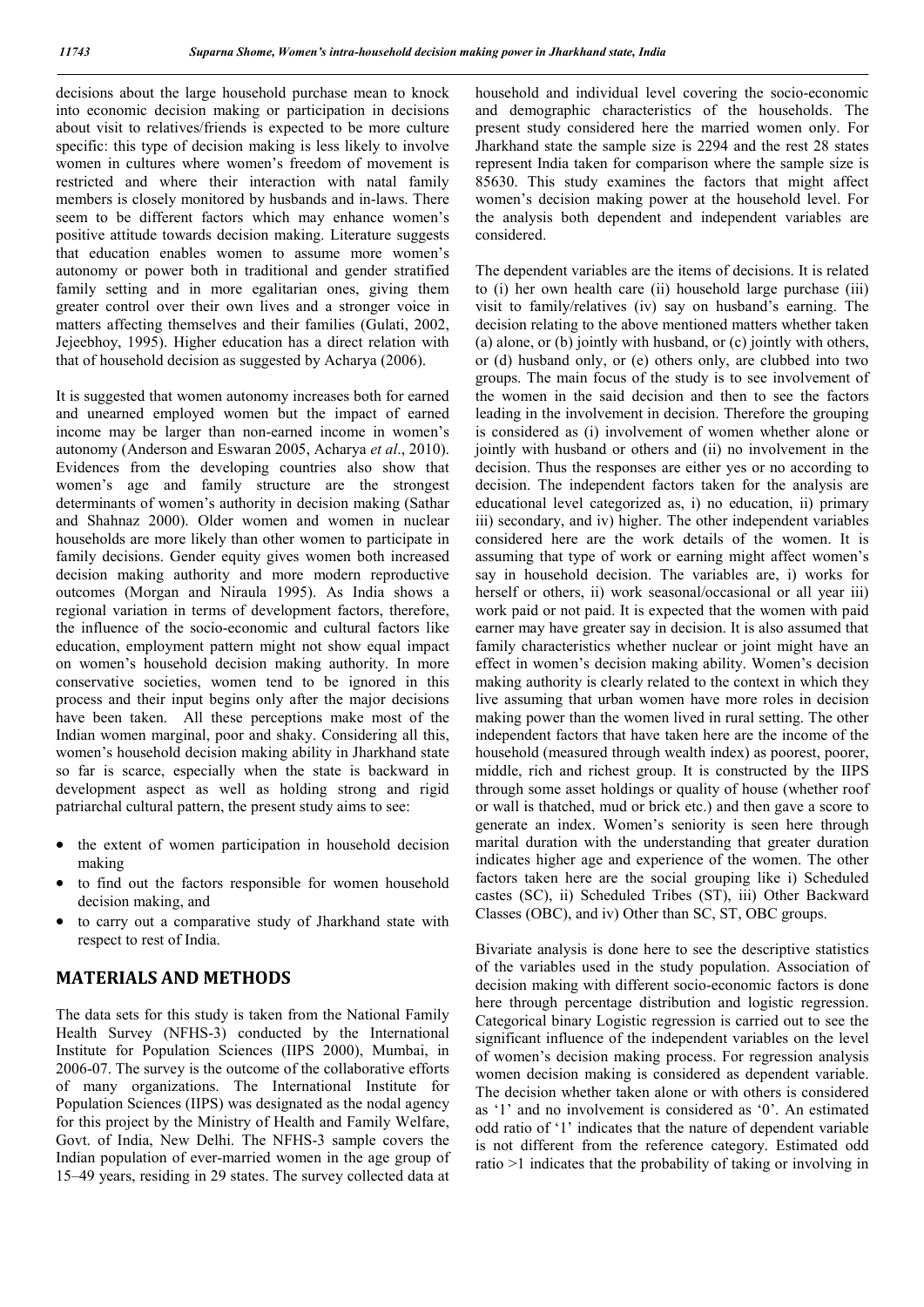decisions about the large household purchase mean to knock into economic decision making or participation in decisions about visit to relatives/friends is expected to be more culture specific: this type of decision making is less likely to involve women in cultures where women's freedom of movement is restricted and where their interaction with natal family members is closely monitored by husbands and in-laws. There seem to be different factors which may enhance women's positive attitude towards decision making. Literature suggests that education enables women to assume more women's autonomy or power both in traditional and gender stratified family setting and in more egalitarian ones, giving them greater control over their own lives and a stronger voice in matters affecting themselves and their families (Gulati, 2002, Jejeebhoy, 1995). Higher education has a direct relation with that of household decision as suggested by Acharya (2006).

It is suggested that women autonomy increases both for earned and unearned employed women but the impact of earned income may be larger than non-earned income in women's autonomy (Anderson and Eswaran 2005, Acharya *et al*., 2010). Evidences from the developing countries also show that women's age and family structure are the strongest determinants of women's authority in decision making (Sathar and Shahnaz 2000). Older women and women in nuclear households are more likely than other women to participate in family decisions. Gender equity gives women both increased decision making authority and more modern reproductive outcomes (Morgan and Niraula 1995). As India shows a regional variation in terms of development factors, therefore, the influence of the socio-economic and cultural factors like education, employment pattern might not show equal impact on women's household decision making authority. In more conservative societies, women tend to be ignored in this process and their input begins only after the major decisions have been taken. All these perceptions make most of the Indian women marginal, poor and shaky. Considering all this, women's household decision making ability in Jharkhand state so far is scarce, especially when the state is backward in development aspect as well as holding strong and rigid patriarchal cultural pattern, the present study aims to see:

- the extent of women participation in household decision making
- to find out the factors responsible for women household decision making, and
- to carry out a comparative study of Jharkhand state with respect to rest of India.

## MATERIALS AND METHODS

The data sets for this study is taken from the National Family Health Survey (NFHS-3) conducted by the International Institute for Population Sciences (IIPS 2000), Mumbai, in 2006-07. The survey is the outcome of the collaborative efforts of many organizations. The International Institute for Population Sciences (IIPS) was designated as the nodal agency for this project by the Ministry of Health and Family Welfare, Govt. of India, New Delhi. The NFHS-3 sample covers the Indian population of ever-married women in the age group of 15–49 years, residing in 29 states. The survey collected data at household and individual level covering the socio-economic and demographic characteristics of the households. The present study considered here the married women only. For Jharkhand state the sample size is 2294 and the rest 28 states represent India taken for comparison where the sample size is 85630. This study examines the factors that might affect women's decision making power at the household level. For the analysis both dependent and independent variables are considered.

The dependent variables are the items of decisions. It is related to (i) her own health care (ii) household large purchase (iii) visit to family/relatives (iv) say on husband's earning. The decision relating to the above mentioned matters whether taken (a) alone, or (b) jointly with husband, or (c) jointly with others, or (d) husband only, or (e) others only, are clubbed into two groups. The main focus of the study is to see involvement of the women in the said decision and then to see the factors leading in the involvement in decision. Therefore the grouping is considered as (i) involvement of women whether alone or jointly with husband or others and (ii) no involvement in the decision. Thus the responses are either yes or no according to decision. The independent factors taken for the analysis are educational level categorized as, i) no education, ii) primary iii) secondary, and iv) higher. The other independent variables considered here are the work details of the women. It is assuming that type of work or earning might affect women's say in household decision. The variables are, i) works for herself or others, ii) work seasonal/occasional or all year iii) work paid or not paid. It is expected that the women with paid earner may have greater say in decision. It is also assumed that family characteristics whether nuclear or joint might have an effect in women's decision making ability. Women's decision making authority is clearly related to the context in which they live assuming that urban women have more roles in decision making power than the women lived in rural setting. The other independent factors that have taken here are the income of the household (measured through wealth index) as poorest, poorer, middle, rich and richest group. It is constructed by the IIPS through some asset holdings or quality of house (whether roof or wall is thatched, mud or brick etc.) and then gave a score to generate an index. Women's seniority is seen here through marital duration with the understanding that greater duration indicates higher age and experience of the women. The other factors taken here are the social grouping like i) Scheduled castes (SC), ii) Scheduled Tribes (ST), iii) Other Backward Classes (OBC), and iv) Other than SC, ST, OBC groups.

Bivariate analysis is done here to see the descriptive statistics of the variables used in the study population. Association of decision making with different socio-economic factors is done here through percentage distribution and logistic regression. Categorical binary Logistic regression is carried out to see the significant influence of the independent variables on the level of women's decision making process. For regression analysis women decision making is considered as dependent variable. The decision whether taken alone or with others is considered as '1' and no involvement is considered as '0'. An estimated odd ratio of '1' indicates that the nature of dependent variable is not different from the reference category. Estimated odd ratio >1 indicates that the probability of taking or involving in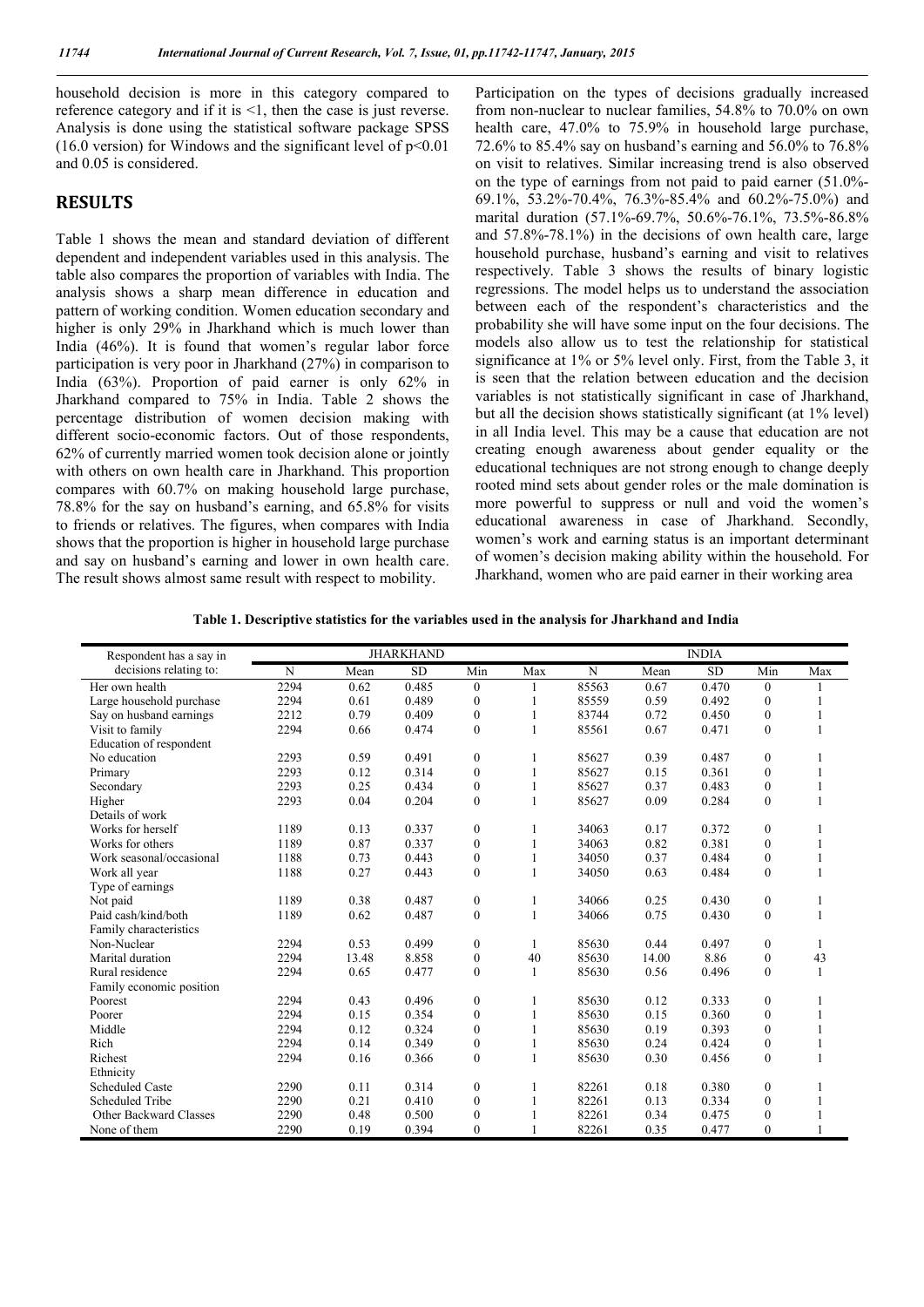household decision is more in this category compared to reference category and if it is <1, then the case is just reverse. Analysis is done using the statistical software package SPSS (16.0 version) for Windows and the significant level of $p<0.01$ and 0.05 is considered.

## RESULTS

Table 1 shows the mean and standard deviation of different dependent and independent variables used in this analysis. The table also compares the proportion of variables with India. The analysis shows a sharp mean difference in education and pattern of working condition. Women education secondary and higher is only 29% in Jharkhand which is much lower than India (46%). It is found that women's regular labor force participation is very poor in Jharkhand (27%) in comparison to India (63%). Proportion of paid earner is only 62% in Jharkhand compared to 75% in India. Table 2 shows the percentage distribution of women decision making with different socio-economic factors. Out of those respondents, 62% of currently married women took decision alone or jointly with others on own health care in Jharkhand. This proportion compares with 60.7% on making household large purchase, 78.8% for the say on husband's earning, and 65.8% for visits to friends or relatives. The figures, when compares with India shows that the proportion is higher in household large purchase and say on husband's earning and lower in own health care. The result shows almost same result with respect to mobility.

Participation on the types of decisions gradually increased from non-nuclear to nuclear families, 54.8% to 70.0% on own health care, 47.0% to 75.9% in household large purchase, 72.6% to 85.4% say on husband's earning and 56.0% to 76.8% on visit to relatives. Similar increasing trend is also observed on the type of earnings from not paid to paid earner (51.0%-69.1%, 53.2%-70.4%, 76.3%-85.4% and 60.2%-75.0%) and marital duration (57.1%-69.7%, 50.6%-76.1%, 73.5%-86.8% and 57.8%-78.1%) in the decisions of own health care, large household purchase, husband's earning and visit to relatives respectively. Table 3 shows the results of binary logistic regressions. The model helps us to understand the association between each of the respondent's characteristics and the probability she will have some input on the four decisions. The models also allow us to test the relationship for statistical significance at 1% or 5% level only. First, from the Table 3, it is seen that the relation between education and the decision variables is not statistically significant in case of Jharkhand, but all the decision shows statistically significant (at 1% level) in all India level. This may be a cause that education are not creating enough awareness about gender equality or the educational techniques are not strong enough to change deeply rooted mind sets about gender roles or the male domination is more powerful to suppress or null and void the women's educational awareness in case of Jharkhand. Secondly, women's work and earning status is an important determinant of women's decision making ability within the household. For Jharkhand, women who are paid earner in their working area

**Table 1. Descriptive statistics for the variables used in the analysis for Jharkhand and India**

| Respondent has a say in decisions relating to: | JHARKHAND | | | | | INDIA | | | | |
|---|---|---|---|---|---|---|---|---|---|---|
| | N | Mean | SD | Min | Max | N | Mean | SD | Min | Max |
| Her own health | 2294 | 0.62 | 0.485 | 0 | 1 | 85563 | 0.67 | 0.470 | 0 | 1 |
| Large household purchase | 2294 | 0.61 | 0.489 | 0 | 1 | 85559 | 0.59 | 0.492 | 0 | 1 |
| Say on husband earnings | 2212 | 0.79 | 0.409 | 0 | 1 | 83744 | 0.72 | 0.450 | 0 | 1 |
| Visit to family | 2294 | 0.66 | 0.474 | 0 | 1 | 85561 | 0.67 | 0.471 | 0 | 1 |
| Education of respondent | | | | | | | | | | |
| No education | 2293 | 0.59 | 0.491 | 0 | 1 | 85627 | 0.39 | 0.487 | 0 | 1 |
| Primary | 2293 | 0.12 | 0.314 | 0 | 1 | 85627 | 0.15 | 0.361 | 0 | 1 |
| Secondary | 2293 | 0.25 | 0.434 | 0 | 1 | 85627 | 0.37 | 0.483 | 0 | 1 |
| Higher | 2293 | 0.04 | 0.204 | 0 | 1 | 85627 | 0.09 | 0.284 | 0 | 1 |
| Details of work | | | | | | | | | | |
| Works for herself | 1189 | 0.13 | 0.337 | 0 | 1 | 34063 | 0.17 | 0.372 | 0 | 1 |
| Works for others | 1189 | 0.87 | 0.337 | 0 | 1 | 34063 | 0.82 | 0.381 | 0 | 1 |
| Work seasonal/occasional | 1188 | 0.73 | 0.443 | 0 | 1 | 34050 | 0.37 | 0.484 | 0 | 1 |
| Work all year | 1188 | 0.27 | 0.443 | 0 | 1 | 34050 | 0.63 | 0.484 | 0 | 1 |
| Type of earnings | | | | | | | | | | |
| Not paid | 1189 | 0.38 | 0.487 | 0 | 1 | 34066 | 0.25 | 0.430 | 0 | 1 |
| Paid cash/kind/both | 1189 | 0.62 | 0.487 | 0 | 1 | 34066 | 0.75 | 0.430 | 0 | 1 |
| Family characteristics | | | | | | | | | | |
| Non-Nuclear | 2294 | 0.53 | 0.499 | 0 | 1 | 85630 | 0.44 | 0.497 | 0 | 1 |
| Marital duration | 2294 | 13.48 | 8.858 | 0 | 40 | 85630 | 14.00 | 8.86 | 0 | 43 |
| Rural residence | 2294 | 0.65 | 0.477 | 0 | 1 | 85630 | 0.56 | 0.496 | 0 | 1 |
| Family economic position | | | | | | | | | | |
| Poorest | 2294 | 0.43 | 0.496 | 0 | 1 | 85630 | 0.12 | 0.333 | 0 | 1 |
| Poorer | 2294 | 0.15 | 0.354 | 0 | 1 | 85630 | 0.15 | 0.360 | 0 | 1 |
| Middle | 2294 | 0.12 | 0.324 | 0 | 1 | 85630 | 0.19 | 0.393 | 0 | 1 |
| Rich | 2294 | 0.14 | 0.349 | 0 | 1 | 85630 | 0.24 | 0.424 | 0 | 1 |
| Richest | 2294 | 0.16 | 0.366 | 0 | 1 | 85630 | 0.30 | 0.456 | 0 | 1 |
| Ethnicity | | | | | | | | | | |
| Scheduled Caste | 2290 | 0.11 | 0.314 | 0 | 1 | 82261 | 0.18 | 0.380 | 0 | 1 |
| Scheduled Tribe | 2290 | 0.21 | 0.410 | 0 | 1 | 82261 | 0.13 | 0.334 | 0 | 1 |
| Other Backward Classes | 2290 | 0.48 | 0.500 | 0 | 1 | 82261 | 0.34 | 0.475 | 0 | 1 |
| None of them | 2290 | 0.19 | 0.394 | 0 | 1 | 82261 | 0.35 | 0.477 | 0 | 1 |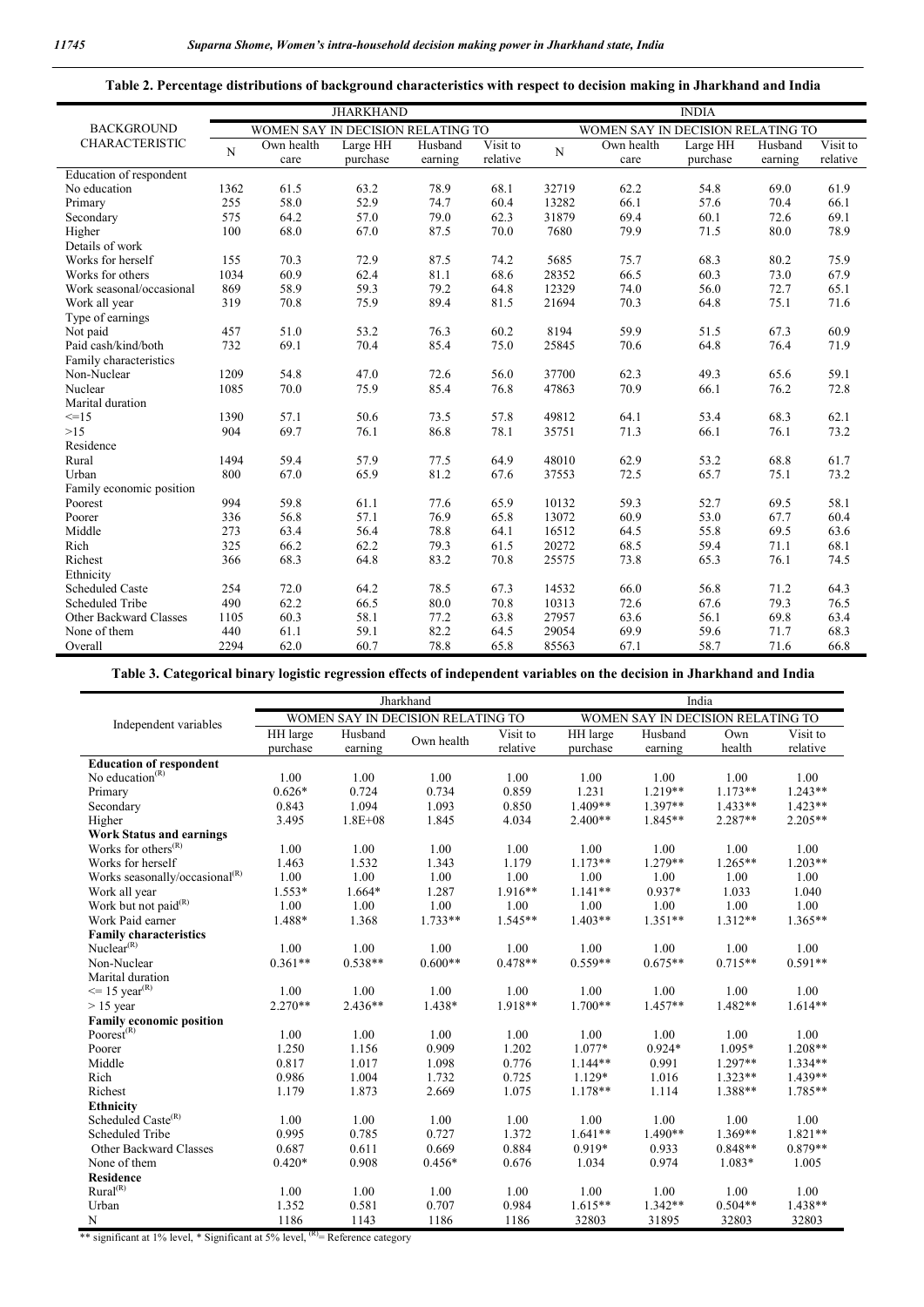**Table 2. Percentage distributions of background characteristics with respect to decision making in Jharkhand and India**

| BACKGROUND CHARACTERISTIC | JHARKHAND | | | | | INDIA | | | | |
|---|---|---|---|---|---|---|---|---|---|---|
| | | WOMEN SAY IN DECISION RELATING TO | | | | | WOMEN SAY IN DECISION RELATING TO | | | |
| | N | Own health care | Large HH purchase | Husband earning | Visit to relative | N | Own health care | Large HH purchase | Husband earning | Visit to relative |
| Education of respondent | | | | | | | | | | |
| No education | 1362 | 61.5 | 63.2 | 78.9 | 68.1 | 32719 | 62.2 | 54.8 | 69.0 | 61.9 |
| Primary | 255 | 58.0 | 52.9 | 74.7 | 60.4 | 13282 | 66.1 | 57.6 | 70.4 | 66.1 |
| Secondary | 575 | 64.2 | 57.0 | 79.0 | 62.3 | 31879 | 69.4 | 60.1 | 72.6 | 69.1 |
| Higher | 100 | 68.0 | 67.0 | 87.5 | 70.0 | 7680 | 79.9 | 71.5 | 80.0 | 78.9 |
| Details of work | | | | | | | | | | |
| Works for herself | 155 | 70.3 | 72.9 | 87.5 | 74.2 | 5685 | 75.7 | 68.3 | 80.2 | 75.9 |
| Works for others | 1034 | 60.9 | 62.4 | 81.1 | 68.6 | 28352 | 66.5 | 60.3 | 73.0 | 67.9 |
| Work seasonal/occasional | 869 | 58.9 | 59.3 | 79.2 | 64.8 | 12329 | 74.0 | 56.0 | 72.7 | 65.1 |
| Work all year | 319 | 70.8 | 75.9 | 89.4 | 81.5 | 21694 | 70.3 | 64.8 | 75.1 | 71.6 |
| Type of earnings | | | | | | | | | | |
| Not paid | 457 | 51.0 | 53.2 | 76.3 | 60.2 | 8194 | 59.9 | 51.5 | 67.3 | 60.9 |
| Paid cash/kind/both | 732 | 69.1 | 70.4 | 85.4 | 75.0 | 25845 | 70.6 | 64.8 | 76.4 | 71.9 |
| Family characteristics | | | | | | | | | | |
| Non-Nuclear | 1209 | 54.8 | 47.0 | 72.6 | 56.0 | 37700 | 62.3 | 49.3 | 65.6 | 59.1 |
| Nuclear | 1085 | 70.0 | 75.9 | 85.4 | 76.8 | 47863 | 70.9 | 66.1 | 76.2 | 72.8 |
| Marital duration | | | | | | | | | | |
| <=15 | 1390 | 57.1 | 50.6 | 73.5 | 57.8 | 49812 | 64.1 | 53.4 | 68.3 | 62.1 |
| >15 | 904 | 69.7 | 76.1 | 86.8 | 78.1 | 35751 | 71.3 | 66.1 | 76.1 | 73.2 |
| Residence | | | | | | | | | | |
| Rural | 1494 | 59.4 | 57.9 | 77.5 | 64.9 | 48010 | 62.9 | 53.2 | 68.8 | 61.7 |
| Urban | 800 | 67.0 | 65.9 | 81.2 | 67.6 | 37553 | 72.5 | 65.7 | 75.1 | 73.2 |
| Family economic position | | | | | | | | | | |
| Poorest | 994 | 59.8 | 61.1 | 77.6 | 65.9 | 10132 | 59.3 | 52.7 | 69.5 | 58.1 |
| Poorer | 336 | 56.8 | 57.1 | 76.9 | 65.8 | 13072 | 60.9 | 53.0 | 67.7 | 60.4 |
| Middle | 273 | 63.4 | 56.4 | 78.8 | 64.1 | 16512 | 64.5 | 55.8 | 69.5 | 63.6 |
| Rich | 325 | 66.2 | 62.2 | 79.3 | 61.5 | 20272 | 68.5 | 59.4 | 71.1 | 68.1 |
| Richest | 366 | 68.3 | 64.8 | 83.2 | 70.8 | 25575 | 73.8 | 65.3 | 76.1 | 74.5 |
| Ethnicity | | | | | | | | | | |
| Scheduled Caste | 254 | 72.0 | 64.2 | 78.5 | 67.3 | 14532 | 66.0 | 56.8 | 71.2 | 64.3 |
| Scheduled Tribe | 490 | 62.2 | 66.5 | 80.0 | 70.8 | 10313 | 72.6 | 67.6 | 79.3 | 76.5 |
| Other Backward Classes | 1105 | 60.3 | 58.1 | 77.2 | 63.8 | 27957 | 63.6 | 56.1 | 69.8 | 63.4 |
| None of them | 440 | 61.1 | 59.1 | 82.2 | 64.5 | 29054 | 69.9 | 59.6 | 71.7 | 68.3 |
| Overall | 2294 | 62.0 | 60.7 | 78.8 | 65.8 | 85563 | 67.1 | 58.7 | 71.6 | 66.8 |

**Table 3. Categorical binary logistic regression effects of independent variables on the decision in Jharkhand and India**

| Independent variables | Jharkhand | | | | India | | | |
|---|---|---|---|---|---|---|---|---|
| | WOMEN SAY IN DECISION RELATING TO | | | | WOMEN SAY IN DECISION RELATING TO | | | |
| | HH large purchase | Husband earning | Own health | Visit to relative | HH large purchase | Husband earning | Own health | Visit to relative |
| **Education of respondent** | | | | | | | | |
| No education[(R)] | 1.00 | 1.00 | 1.00 | 1.00 | 1.00 | 1.00 | 1.00 | 1.00 |
| Primary | 0.626* | 0.724 | 0.734 | 0.859 | 1.231 | 1.219** | 1.173** | 1.243** |
| Secondary | 0.843 | 1.094 | 1.093 | 0.850 | 1.409** | 1.397** | 1.433** | 1.423** |
| Higher | 3.495 | 1.8E+08 | 1.845 | 4.034 | 2.400** | 1.845** | 2.287** | 2.205** |
| **Work Status and earnings** | | | | | | | | |
| Works for others[(R)] | 1.00 | 1.00 | 1.00 | 1.00 | 1.00 | 1.00 | 1.00 | 1.00 |
| Works for herself | 1.463 | 1.532 | 1.343 | 1.179 | 1.173** | 1.279** | 1.265** | 1.203** |
| Works seasonally/occasional[(R)] | 1.00 | 1.00 | 1.00 | 1.00 | 1.00 | 1.00 | 1.00 | 1.00 |
| Work all year | 1.553* | 1.664* | 1.287 | 1.916** | 1.141** | 0.937* | 1.033 | 1.040 |
| Work but not paid[(R)] | 1.00 | 1.00 | 1.00 | 1.00 | 1.00 | 1.00 | 1.00 | 1.00 |
| Work Paid earner | 1.488* | 1.368 | 1.733** | 1.545** | 1.403** | 1.351** | 1.312** | 1.365** |
| **Family characteristics** | | | | | | | | |
| Nuclear[(R)] | 1.00 | 1.00 | 1.00 | 1.00 | 1.00 | 1.00 | 1.00 | 1.00 |
| Non-Nuclear | 0.361** | 0.538** | 0.600** | 0.478** | 0.559** | 0.675** | 0.715** | 0.591** |
| Marital duration | | | | | | | | |
| <= 15 year[(R)] | 1.00 | 1.00 | 1.00 | 1.00 | 1.00 | 1.00 | 1.00 | 1.00 |
| > 15 year | 2.270** | 2.436** | 1.438* | 1.918** | 1.700** | 1.457** | 1.482** | 1.614** |
| **Family economic position** | | | | | | | | |
| Poorest[(R)] | 1.00 | 1.00 | 1.00 | 1.00 | 1.00 | 1.00 | 1.00 | 1.00 |
| Poorer | 1.250 | 1.156 | 0.909 | 1.202 | 1.077* | 0.924* | 1.095* | 1.208** |
| Middle | 0.817 | 1.017 | 1.098 | 0.776 | 1.144** | 0.991 | 1.297** | 1.334** |
| Rich | 0.986 | 1.004 | 1.732 | 0.725 | 1.129* | 1.016 | 1.323** | 1.439** |
| Richest | 1.179 | 1.873 | 2.669 | 1.075 | 1.178** | 1.114 | 1.388** | 1.785** |
| **Ethnicity** | | | | | | | | |
| Scheduled Caste[(R)] | 1.00 | 1.00 | 1.00 | 1.00 | 1.00 | 1.00 | 1.00 | 1.00 |
| Scheduled Tribe | 0.995 | 0.785 | 0.727 | 1.372 | 1.641** | 1.490** | 1.369** | 1.821** |
| Other Backward Classes | 0.687 | 0.611 | 0.669 | 0.884 | 0.919* | 0.933 | 0.848** | 0.879** |
| None of them | 0.420* | 0.908 | 0.456* | 0.676 | 1.034 | 0.974 | 1.083* | 1.005 |
| **Residence** | | | | | | | | |
| Rural[(R)] | 1.00 | 1.00 | 1.00 | 1.00 | 1.00 | 1.00 | 1.00 | 1.00 |
| Urban | 1.352 | 0.581 | 0.707 | 0.984 | 1.615** | 1.342** | 0.504** | 1.438** |
| N | 1186 | 1143 | 1186 | 1186 | 32803 | 31895 | 32803 | 32803 |

** significant at 1% level, * Significant at 5% level, [(R)]= Reference category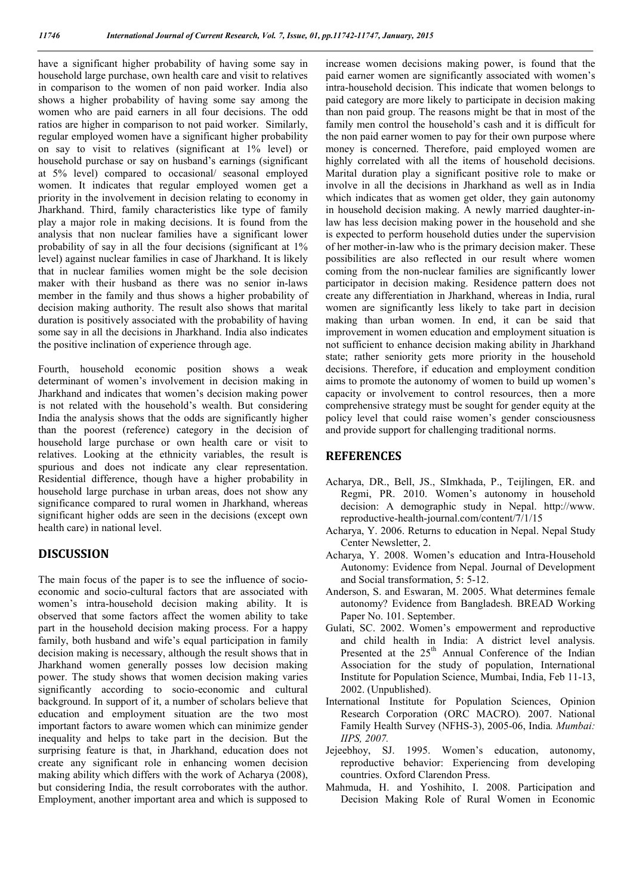have a significant higher probability of having some say in household large purchase, own health care and visit to relatives in comparison to the women of non paid worker. India also shows a higher probability of having some say among the women who are paid earners in all four decisions. The odd ratios are higher in comparison to not paid worker. Similarly, regular employed women have a significant higher probability on say to visit to relatives (significant at 1% level) or household purchase or say on husband's earnings (significant at 5% level) compared to occasional/ seasonal employed women. It indicates that regular employed women get a priority in the involvement in decision relating to economy in Jharkhand. Third, family characteristics like type of family play a major role in making decisions. It is found from the analysis that non nuclear families have a significant lower probability of say in all the four decisions (significant at 1% level) against nuclear families in case of Jharkhand. It is likely that in nuclear families women might be the sole decision maker with their husband as there was no senior in-laws member in the family and thus shows a higher probability of decision making authority. The result also shows that marital duration is positively associated with the probability of having some say in all the decisions in Jharkhand. India also indicates the positive inclination of experience through age.

Fourth, household economic position shows a weak determinant of women's involvement in decision making in Jharkhand and indicates that women's decision making power is not related with the household's wealth. But considering India the analysis shows that the odds are significantly higher than the poorest (reference) category in the decision of household large purchase or own health care or visit to relatives. Looking at the ethnicity variables, the result is spurious and does not indicate any clear representation. Residential difference, though have a higher probability in household large purchase in urban areas, does not show any significance compared to rural women in Jharkhand, whereas significant higher odds are seen in the decisions (except own health care) in national level.

## DISCUSSION

The main focus of the paper is to see the influence of socio-economic and socio-cultural factors that are associated with women's intra-household decision making ability. It is observed that some factors affect the women ability to take part in the household decision making process. For a happy family, both husband and wife's equal participation in family decision making is necessary, although the result shows that in Jharkhand women generally posses low decision making power. The study shows that women decision making varies significantly according to socio-economic and cultural background. In support of it, a number of scholars believe that education and employment situation are the two most important factors to aware women which can minimize gender inequality and helps to take part in the decision. But the surprising feature is that, in Jharkhand, education does not create any significant role in enhancing women decision making ability which differs with the work of Acharya (2008), but considering India, the result corroborates with the author. Employment, another important area and which is supposed to increase women decisions making power, is found that the paid earner women are significantly associated with women's intra-household decision. This indicate that women belongs to paid category are more likely to participate in decision making than non paid group. The reasons might be that in most of the family men control the household's cash and it is difficult for the non paid earner women to pay for their own purpose where money is concerned. Therefore, paid employed women are highly correlated with all the items of household decisions. Marital duration play a significant positive role to make or involve in all the decisions in Jharkhand as well as in India which indicates that as women get older, they gain autonomy in household decision making. A newly married daughter-in-law has less decision making power in the household and she is expected to perform household duties under the supervision of her mother-in-law who is the primary decision maker. These possibilities are also reflected in our result where women coming from the non-nuclear families are significantly lower participator in decision making. Residence pattern does not create any differentiation in Jharkhand, whereas in India, rural women are significantly less likely to take part in decision making than urban women. In end, it can be said that improvement in women education and employment situation is not sufficient to enhance decision making ability in Jharkhand state; rather seniority gets more priority in the household decisions. Therefore, if education and employment condition aims to promote the autonomy of women to build up women's capacity or involvement to control resources, then a more comprehensive strategy must be sought for gender equity at the policy level that could raise women's gender consciousness and provide support for challenging traditional norms.

## REFERENCES

- Acharya, DR., Bell, JS., SImkhada, P., Teijlingen, ER. and Regmi, PR. 2010. Women's autonomy in household decision: A demographic study in Nepal. http://www.reproductive-health-journal.com/content/7/1/15
- Acharya, Y. 2006. Returns to education in Nepal. Nepal Study Center Newsletter, 2.
- Acharya, Y. 2008. Women's education and Intra-Household Autonomy: Evidence from Nepal. Journal of Development and Social transformation, 5: 5-12.
- Anderson, S. and Eswaran, M. 2005. What determines female autonomy? Evidence from Bangladesh. BREAD Working Paper No. 101. September.
- Gulati, SC. 2002. Women's empowerment and reproductive and child health in India: A district level analysis. Presented at the 25th Annual Conference of the Indian Association for the study of population, International Institute for Population Science, Mumbai, India, Feb 11-13, 2002. (Unpublished).
- International Institute for Population Sciences, Opinion Research Corporation (ORC MACRO). 2007. National Family Health Survey (NFHS-3), 2005-06, India*. Mumbai: IIPS, 2007.*
- Jejeebhoy, SJ. 1995. Women's education, autonomy, reproductive behavior: Experiencing from developing countries. Oxford Clarendon Press.
- Mahmuda, H. and Yoshihito, I. 2008. Participation and Decision Making Role of Rural Women in Economic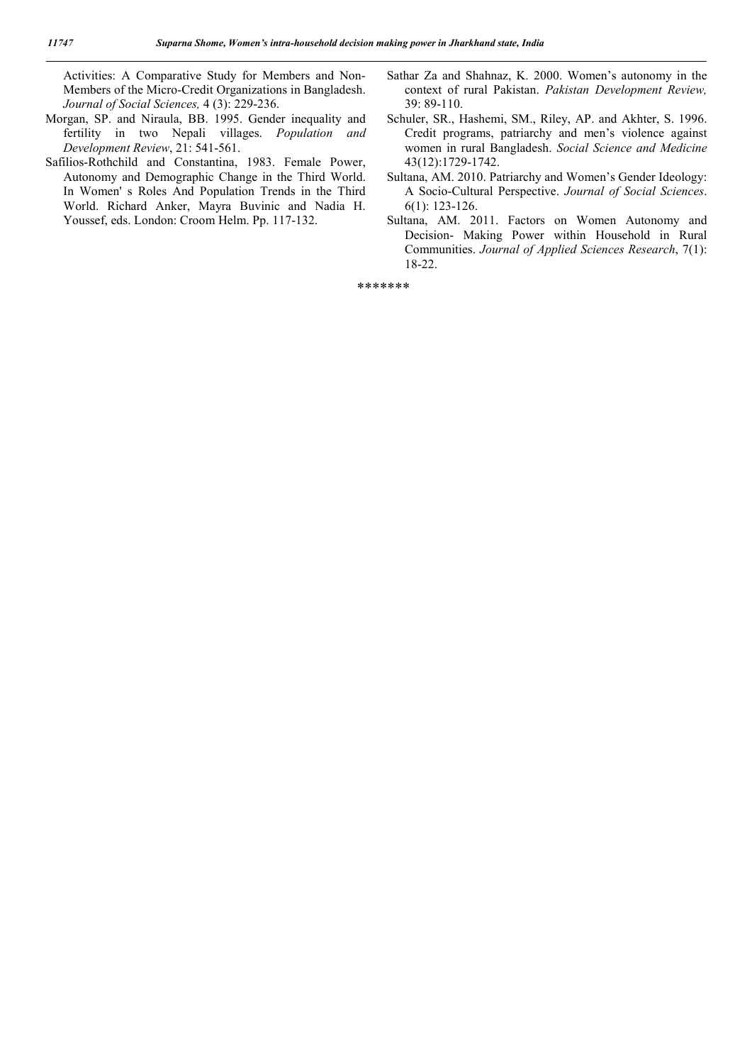Activities: A Comparative Study for Members and Non-Members of the Micro-Credit Organizations in Bangladesh. *Journal of Social Sciences,* 4 (3): 229-236.

Morgan, SP. and Niraula, BB. 1995. Gender inequality and fertility in two Nepali villages. *Population and Development Review*, 21: 541-561.

Safilios-Rothchild and Constantina, 1983. Female Power, Autonomy and Demographic Change in the Third World. In Women' s Roles And Population Trends in the Third World. Richard Anker, Mayra Buvinic and Nadia H. Youssef, eds. London: Croom Helm. Pp. 117-132.

Sathar Za and Shahnaz, K. 2000. Women's autonomy in the context of rural Pakistan. *Pakistan Development Review,* 39: 89-110.

Schuler, SR., Hashemi, SM., Riley, AP. and Akhter, S. 1996. Credit programs, patriarchy and men's violence against women in rural Bangladesh. *Social Science and Medicine* 43(12):1729-1742.

Sultana, AM. 2010. Patriarchy and Women's Gender Ideology: A Socio-Cultural Perspective. *Journal of Social Sciences*. 6(1): 123-126.

Sultana, AM. 2011. Factors on Women Autonomy and Decision- Making Power within Household in Rural Communities. *Journal of Applied Sciences Research*, 7(1): 18-22.

*******